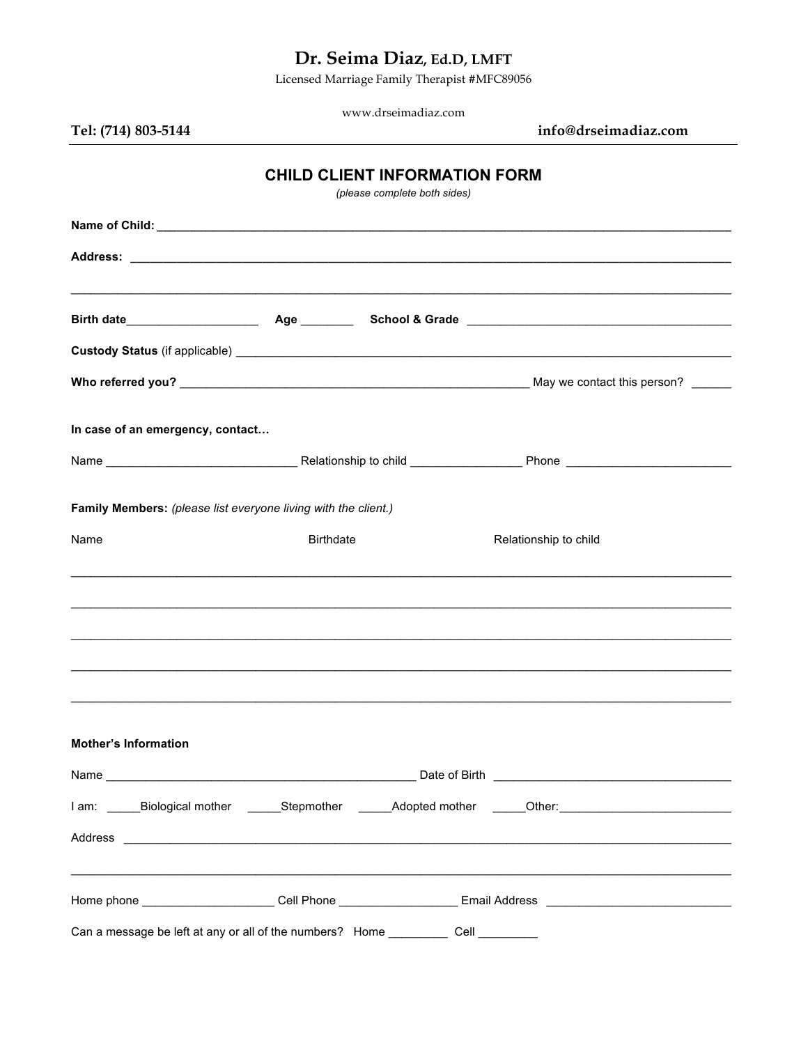# Dr. Seima Diaz, Ed.D, LMFT

Licensed Marriage Family Therapist #MFC89056

www.drseimadiaz.com

**Tel: (714) 803-5144** **info@drseimadiaz.com**

## CHILD CLIENT INFORMATION FORM

*(please complete both sides)*

**Name of Child:** ____________________________________________________________________________

**Address:** ________________________________________________________________________________

____________________________________________________________________________________________

**Birth date**___________________ **Age** ________ **School & Grade** ____________________________________

**Custody Status** (if applicable) ______________________________________________________________

**Who referred you?** _____________________________________________ May we contact this person? ______

**In case of an emergency, contact…**

Name ___________________________ Relationship to child ________________ Phone ________________________

**Family Members:** *(please list everyone living with the client.)*

Name                    Birthdate                    Relationship to child

____________________________________________________________________________________________

____________________________________________________________________________________________

____________________________________________________________________________________________

____________________________________________________________________________________________

____________________________________________________________________________________________

**Mother's Information**

Name _____________________________________________ Date of Birth ____________________________

I am: _____Biological mother _____Stepmother _____Adopted mother _____Other:________________________

Address ____________________________________________________________________________________

____________________________________________________________________________________________

Home phone ___________________ Cell Phone _________________ Email Address __________________________

Can a message be left at any or all of the numbers? Home _________ Cell _________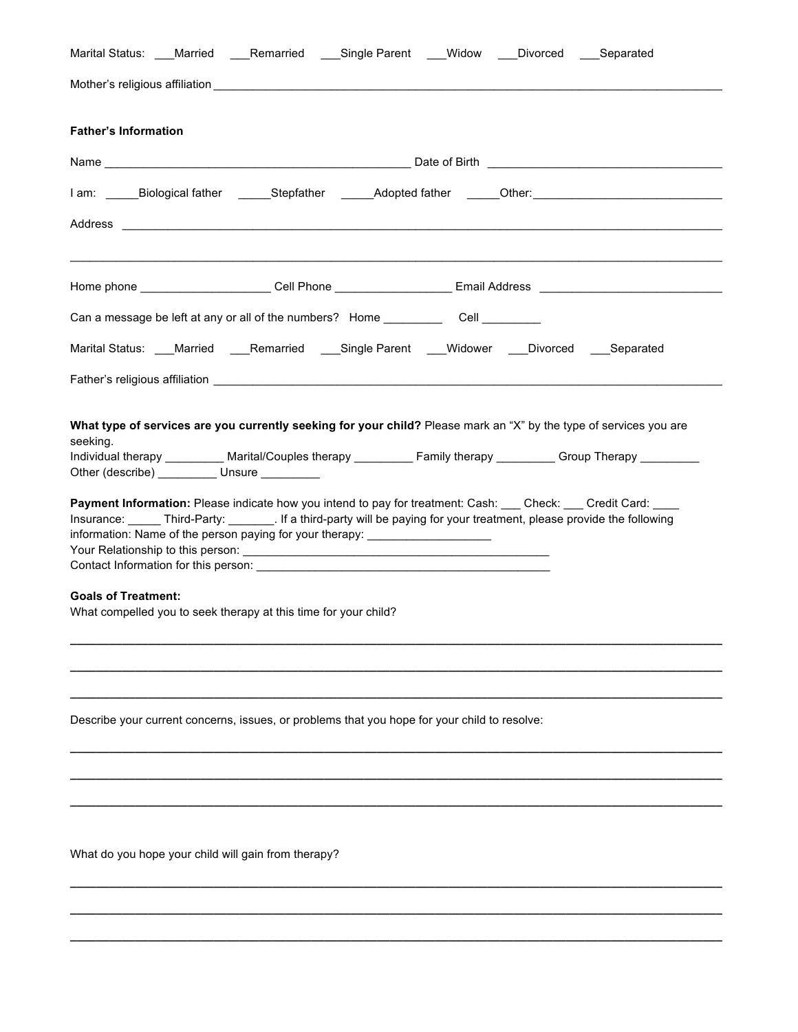Marital Status: ___Married ___Remarried ___Single Parent ___Widow ___Divorced ___Separated

Mother's religious affiliation ________________________________________________________________

**Father's Information**

Name _______________________________________________ Date of Birth ____________________________________

I am: _____Biological father _____Stepfather _____Adopted father _____Other:_____________________________

Address ____________________________________________________________________________________________

____________________________________________________________________________________________________

Home phone ____________________ Cell Phone __________________ Email Address _____________________________

Can a message be left at any or all of the numbers? Home _________ Cell _________

Marital Status: ___Married ___Remarried ___Single Parent ___Widower ___Divorced ___Separated

Father's religious affiliation ________________________________________________________________

**What type of services are you currently seeking for your child?** Please mark an "X" by the type of services you are seeking.
Individual therapy _________ Marital/Couples therapy _________ Family therapy _________ Group Therapy _________
Other (describe) _________ Unsure _________

**Payment Information:** Please indicate how you intend to pay for treatment: Cash: ___ Check: ___ Credit Card: ____
Insurance: _____ Third-Party: _______. If a third-party will be paying for your treatment, please provide the following information: Name of the person paying for your therapy: ___________________
Your Relationship to this person: _________________________________________________
Contact Information for this person: _______________________________________________

**Goals of Treatment:**
What compelled you to seek therapy at this time for your child?

____________________________________________________________________________________________________

____________________________________________________________________________________________________

____________________________________________________________________________________________________

Describe your current concerns, issues, or problems that you hope for your child to resolve:

____________________________________________________________________________________________________

____________________________________________________________________________________________________

____________________________________________________________________________________________________

What do you hope your child will gain from therapy?

____________________________________________________________________________________________________

____________________________________________________________________________________________________

____________________________________________________________________________________________________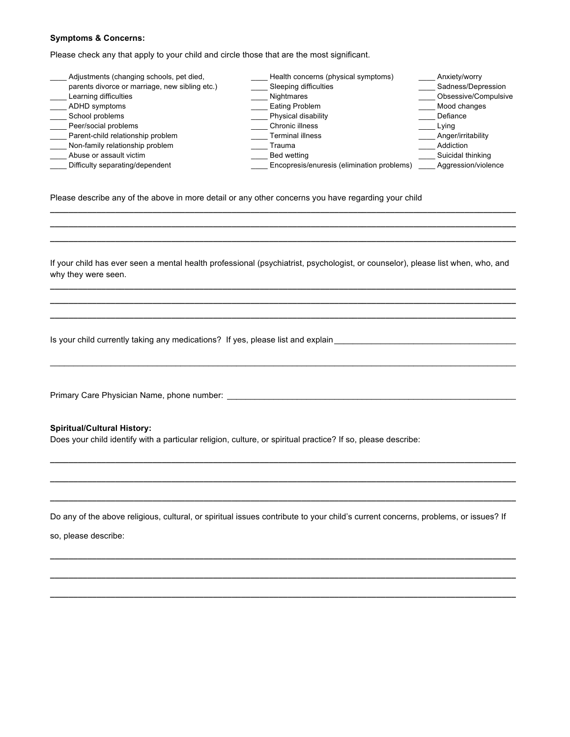**Symptoms & Concerns:**

Please check any that apply to your child and circle those that are the most significant.

____ Adjustments (changing schools, pet died, parents divorce or marriage, new sibling etc.)
____ Learning difficulties
____ ADHD symptoms
____ School problems
____ Peer/social problems
____ Parent-child relationship problem
____ Non-family relationship problem
____ Abuse or assault victim
____ Difficulty separating/dependent

____ Health concerns (physical symptoms)
____ Sleeping difficulties
____ Nightmares
____ Eating Problem
____ Physical disability
____ Chronic illness
____ Terminal illness
____ Trauma
____ Bed wetting
____ Encopresis/enuresis (elimination problems)

____ Anxiety/worry
____ Sadness/Depression
____ Obsessive/Compulsive
____ Mood changes
____ Defiance
____ Lying
____ Anger/irritability
____ Addiction
____ Suicidal thinking
____ Aggression/violence

Please describe any of the above in more detail or any other concerns you have regarding your child

______________________________________________________________________________

______________________________________________________________________________

______________________________________________________________________________

If your child has ever seen a mental health professional (psychiatrist, psychologist, or counselor), please list when, who, and why they were seen.

______________________________________________________________________________

______________________________________________________________________________

______________________________________________________________________________

Is your child currently taking any medications? If yes, please list and explain ______________________________

______________________________________________________________________________

Primary Care Physician Name, phone number: ______________________________________________

**Spiritual/Cultural History:**

Does your child identify with a particular religion, culture, or spiritual practice? If so, please describe:

______________________________________________________________________________

______________________________________________________________________________

______________________________________________________________________________

Do any of the above religious, cultural, or spiritual issues contribute to your child's current concerns, problems, or issues? If so, please describe:

______________________________________________________________________________

______________________________________________________________________________

______________________________________________________________________________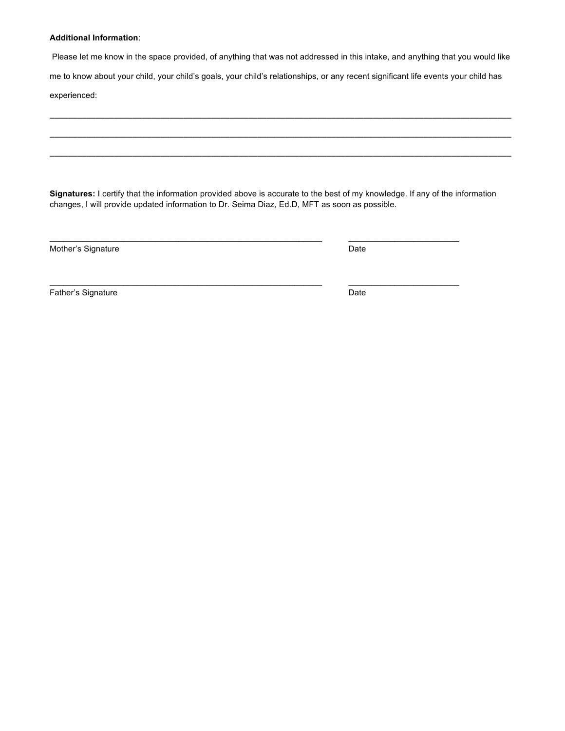**Additional Information**:

Please let me know in the space provided, of anything that was not addressed in this intake, and anything that you would like me to know about your child, your child's goals, your child's relationships, or any recent significant life events your child has experienced:

\_\_\_\_\_\_\_\_\_\_\_\_\_\_\_\_\_\_\_\_\_\_\_\_\_\_\_\_\_\_\_\_\_\_\_\_\_\_\_\_\_\_\_\_\_\_\_\_\_\_\_\_\_\_\_\_\_\_\_\_\_\_\_\_\_\_\_\_\_\_\_\_\_\_\_\_\_\_

\_\_\_\_\_\_\_\_\_\_\_\_\_\_\_\_\_\_\_\_\_\_\_\_\_\_\_\_\_\_\_\_\_\_\_\_\_\_\_\_\_\_\_\_\_\_\_\_\_\_\_\_\_\_\_\_\_\_\_\_\_\_\_\_\_\_\_\_\_\_\_\_\_\_\_\_\_\_

\_\_\_\_\_\_\_\_\_\_\_\_\_\_\_\_\_\_\_\_\_\_\_\_\_\_\_\_\_\_\_\_\_\_\_\_\_\_\_\_\_\_\_\_\_\_\_\_\_\_\_\_\_\_\_\_\_\_\_\_\_\_\_\_\_\_\_\_\_\_\_\_\_\_\_\_\_\_

**Signatures:** I certify that the information provided above is accurate to the best of my knowledge. If any of the information changes, I will provide updated information to Dr. Seima Diaz, Ed.D, MFT as soon as possible.

\_\_\_\_\_\_\_\_\_\_\_\_\_\_\_\_\_\_\_\_\_\_\_\_\_\_\_\_\_\_\_\_\_\_\_\_\_\_\_\_\_\_\_\_\_\_\_\_\_\_ \_\_\_\_\_\_\_\_\_\_\_\_\_\_\_\_\_\_\_\_\_\_\_\_
Mother's Signature Date

\_\_\_\_\_\_\_\_\_\_\_\_\_\_\_\_\_\_\_\_\_\_\_\_\_\_\_\_\_\_\_\_\_\_\_\_\_\_\_\_\_\_\_\_\_\_\_\_\_\_ \_\_\_\_\_\_\_\_\_\_\_\_\_\_\_\_\_\_\_\_\_\_\_\_
Father's Signature Date